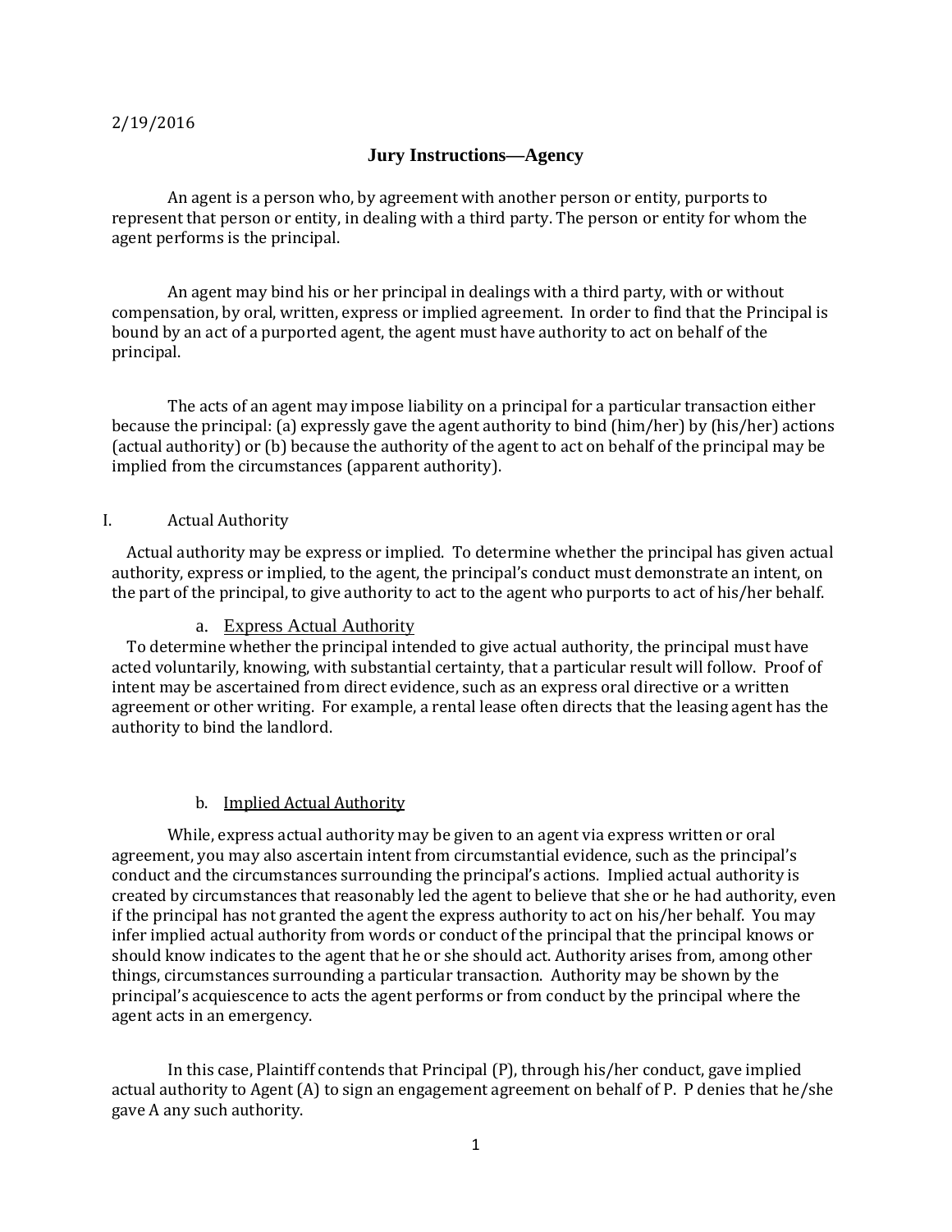2/19/2016

# Jury Instructions—Agency

An agent is a person who, by agreement with another person or entity, purports to represent that person or entity, in dealing with a third party. The person or entity for whom the agent performs is the principal.

An agent may bind his or her principal in dealings with a third party, with or without compensation, by oral, written, express or implied agreement. In order to find that the Principal is bound by an act of a purported agent, the agent must have authority to act on behalf of the principal.

The acts of an agent may impose liability on a principal for a particular transaction either because the principal: (a) expressly gave the agent authority to bind (him/her) by (his/her) actions (actual authority) or (b) because the authority of the agent to act on behalf of the principal may be implied from the circumstances (apparent authority).

## I. Actual Authority

Actual authority may be express or implied. To determine whether the principal has given actual authority, express or implied, to the agent, the principal's conduct must demonstrate an intent, on the part of the principal, to give authority to act to the agent who purports to act of his/her behalf.

### a. Express Actual Authority

To determine whether the principal intended to give actual authority, the principal must have acted voluntarily, knowing, with substantial certainty, that a particular result will follow. Proof of intent may be ascertained from direct evidence, such as an express oral directive or a written agreement or other writing. For example, a rental lease often directs that the leasing agent has the authority to bind the landlord.

### b. Implied Actual Authority

While, express actual authority may be given to an agent via express written or oral agreement, you may also ascertain intent from circumstantial evidence, such as the principal's conduct and the circumstances surrounding the principal's actions. Implied actual authority is created by circumstances that reasonably led the agent to believe that she or he had authority, even if the principal has not granted the agent the express authority to act on his/her behalf. You may infer implied actual authority from words or conduct of the principal that the principal knows or should know indicates to the agent that he or she should act. Authority arises from, among other things, circumstances surrounding a particular transaction. Authority may be shown by the principal's acquiescence to acts the agent performs or from conduct by the principal where the agent acts in an emergency.

In this case, Plaintiff contends that Principal (P), through his/her conduct, gave implied actual authority to Agent (A) to sign an engagement agreement on behalf of P. P denies that he/she gave A any such authority.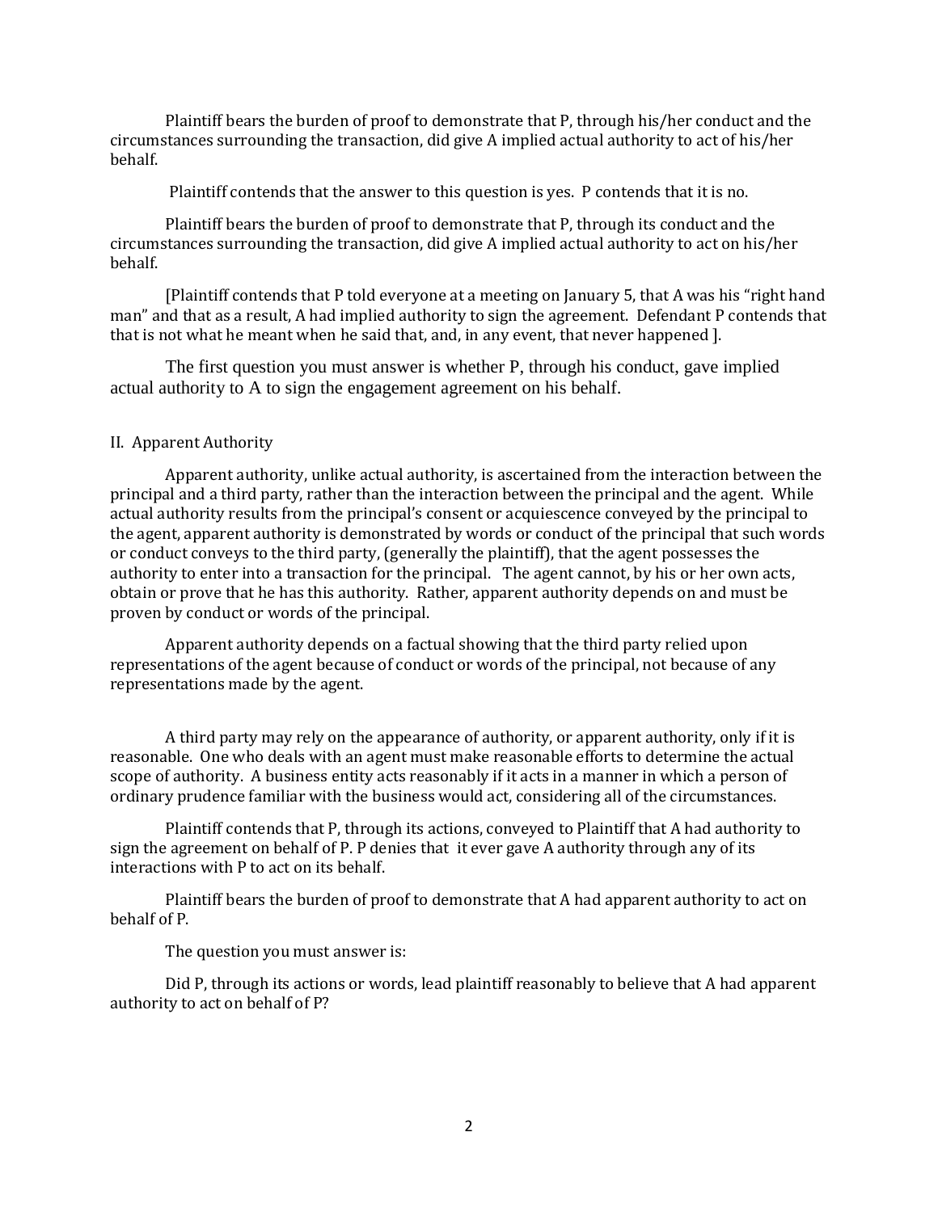Plaintiff bears the burden of proof to demonstrate that P, through his/her conduct and the circumstances surrounding the transaction, did give A implied actual authority to act of his/her behalf.

Plaintiff contends that the answer to this question is yes. P contends that it is no.

Plaintiff bears the burden of proof to demonstrate that P, through its conduct and the circumstances surrounding the transaction, did give A implied actual authority to act on his/her behalf.

[Plaintiff contends that P told everyone at a meeting on January 5, that A was his "right hand man" and that as a result, A had implied authority to sign the agreement. Defendant P contends that that is not what he meant when he said that, and, in any event, that never happened ].

The first question you must answer is whether P, through his conduct, gave implied actual authority to A to sign the engagement agreement on his behalf.

II. Apparent Authority

Apparent authority, unlike actual authority, is ascertained from the interaction between the principal and a third party, rather than the interaction between the principal and the agent. While actual authority results from the principal's consent or acquiescence conveyed by the principal to the agent, apparent authority is demonstrated by words or conduct of the principal that such words or conduct conveys to the third party, (generally the plaintiff), that the agent possesses the authority to enter into a transaction for the principal. The agent cannot, by his or her own acts, obtain or prove that he has this authority. Rather, apparent authority depends on and must be proven by conduct or words of the principal.

Apparent authority depends on a factual showing that the third party relied upon representations of the agent because of conduct or words of the principal, not because of any representations made by the agent.

A third party may rely on the appearance of authority, or apparent authority, only if it is reasonable. One who deals with an agent must make reasonable efforts to determine the actual scope of authority. A business entity acts reasonably if it acts in a manner in which a person of ordinary prudence familiar with the business would act, considering all of the circumstances.

Plaintiff contends that P, through its actions, conveyed to Plaintiff that A had authority to sign the agreement on behalf of P. P denies that it ever gave A authority through any of its interactions with P to act on its behalf.

Plaintiff bears the burden of proof to demonstrate that A had apparent authority to act on behalf of P.

The question you must answer is:

Did P, through its actions or words, lead plaintiff reasonably to believe that A had apparent authority to act on behalf of P?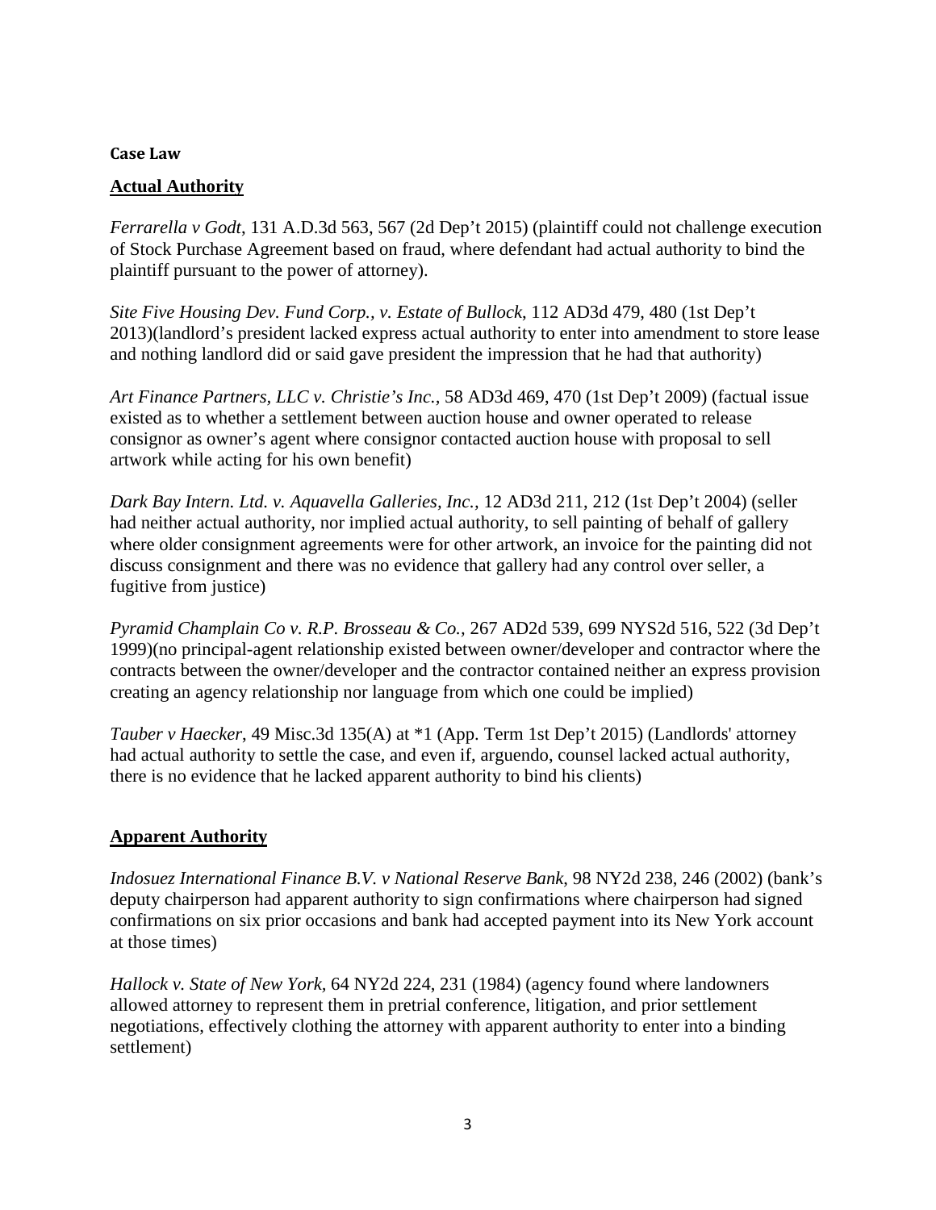**Case Law**

**<u>Actual Authority</u>**

*Ferrarella v Godt*, 131 A.D.3d 563, 567 (2d Dep't 2015) (plaintiff could not challenge execution of Stock Purchase Agreement based on fraud, where defendant had actual authority to bind the plaintiff pursuant to the power of attorney).

*Site Five Housing Dev. Fund Corp., v. Estate of Bullock*, 112 AD3d 479, 480 (1st Dep't 2013)(landlord's president lacked express actual authority to enter into amendment to store lease and nothing landlord did or said gave president the impression that he had that authority)

*Art Finance Partners, LLC v. Christie's Inc.*, 58 AD3d 469, 470 (1st Dep't 2009) (factual issue existed as to whether a settlement between auction house and owner operated to release consignor as owner's agent where consignor contacted auction house with proposal to sell artwork while acting for his own benefit)

*Dark Bay Intern. Ltd. v. Aquavella Galleries, Inc.*, 12 AD3d 211, 212 (1st Dep't 2004) (seller had neither actual authority, nor implied actual authority, to sell painting of behalf of gallery where older consignment agreements were for other artwork, an invoice for the painting did not discuss consignment and there was no evidence that gallery had any control over seller, a fugitive from justice)

*Pyramid Champlain Co v. R.P. Brosseau & Co.*, 267 AD2d 539, 699 NYS2d 516, 522 (3d Dep't 1999)(no principal-agent relationship existed between owner/developer and contractor where the contracts between the owner/developer and the contractor contained neither an express provision creating an agency relationship nor language from which one could be implied)

*Tauber v Haecker*, 49 Misc.3d 135(A) at *1 (App. Term 1st Dep't 2015) (Landlords' attorney had actual authority to settle the case, and even if, arguendo, counsel lacked actual authority, there is no evidence that he lacked apparent authority to bind his clients)

**<u>Apparent Authority</u>**

*Indosuez International Finance B.V. v National Reserve Bank*, 98 NY2d 238, 246 (2002) (bank's deputy chairperson had apparent authority to sign confirmations where chairperson had signed confirmations on six prior occasions and bank had accepted payment into its New York account at those times)

*Hallock v. State of New York*, 64 NY2d 224, 231 (1984) (agency found where landowners allowed attorney to represent them in pretrial conference, litigation, and prior settlement negotiations, effectively clothing the attorney with apparent authority to enter into a binding settlement)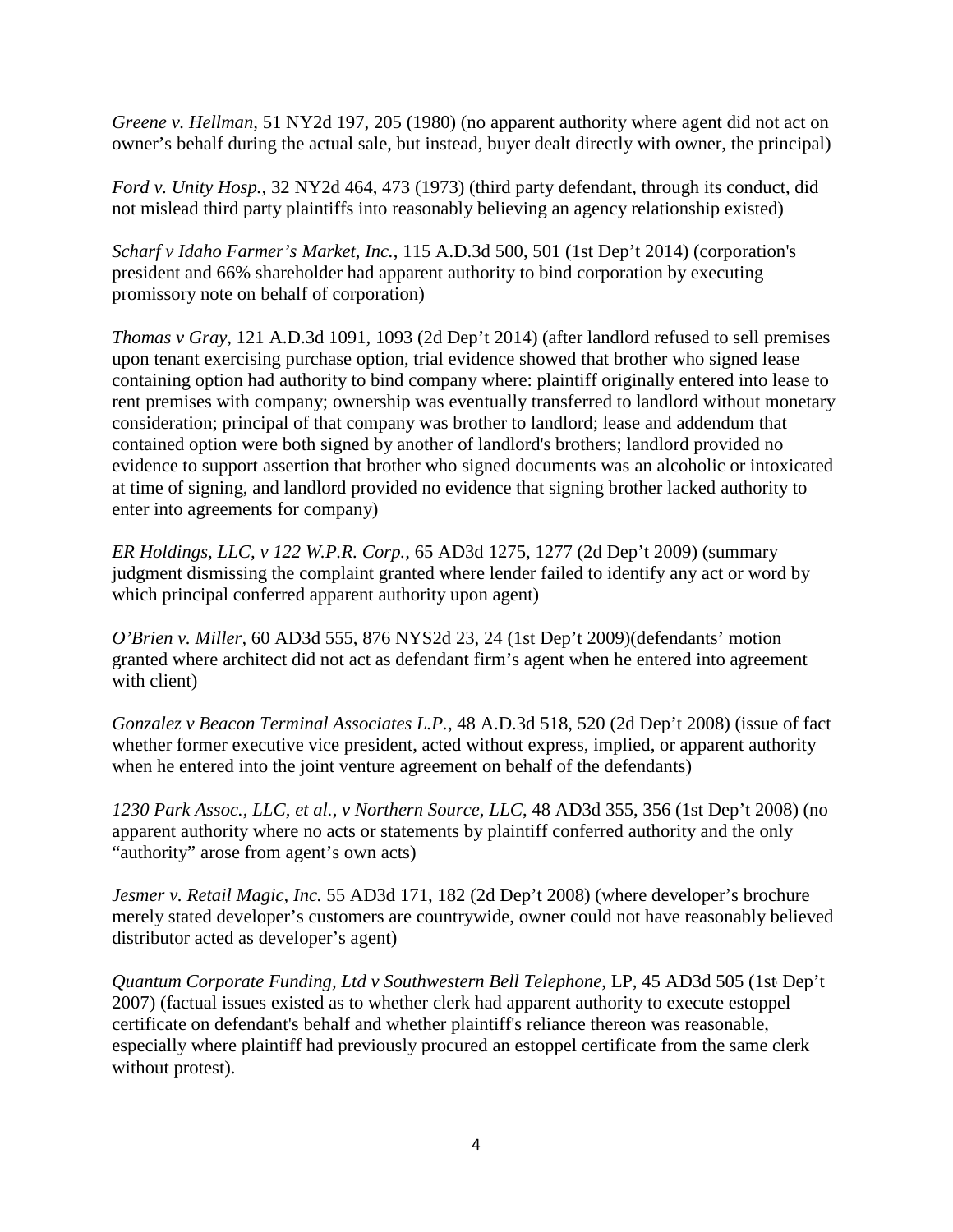*Greene v. Hellman*, 51 NY2d 197, 205 (1980) (no apparent authority where agent did not act on owner's behalf during the actual sale, but instead, buyer dealt directly with owner, the principal)

*Ford v. Unity Hosp.*, 32 NY2d 464, 473 (1973) (third party defendant, through its conduct, did not mislead third party plaintiffs into reasonably believing an agency relationship existed)

*Scharf v Idaho Farmer's Market, Inc.*, 115 A.D.3d 500, 501 (1st Dep't 2014) (corporation's president and 66% shareholder had apparent authority to bind corporation by executing promissory note on behalf of corporation)

*Thomas v Gray*, 121 A.D.3d 1091, 1093 (2d Dep't 2014) (after landlord refused to sell premises upon tenant exercising purchase option, trial evidence showed that brother who signed lease containing option had authority to bind company where: plaintiff originally entered into lease to rent premises with company; ownership was eventually transferred to landlord without monetary consideration; principal of that company was brother to landlord; lease and addendum that contained option were both signed by another of landlord's brothers; landlord provided no evidence to support assertion that brother who signed documents was an alcoholic or intoxicated at time of signing, and landlord provided no evidence that signing brother lacked authority to enter into agreements for company)

*ER Holdings, LLC, v 122 W.P.R. Corp.*, 65 AD3d 1275, 1277 (2d Dep't 2009) (summary judgment dismissing the complaint granted where lender failed to identify any act or word by which principal conferred apparent authority upon agent)

*O'Brien v. Miller*, 60 AD3d 555, 876 NYS2d 23, 24 (1st Dep't 2009)(defendants' motion granted where architect did not act as defendant firm's agent when he entered into agreement with client)

*Gonzalez v Beacon Terminal Associates L.P.*, 48 A.D.3d 518, 520 (2d Dep't 2008) (issue of fact whether former executive vice president, acted without express, implied, or apparent authority when he entered into the joint venture agreement on behalf of the defendants)

*1230 Park Assoc., LLC, et al., v Northern Source, LLC*, 48 AD3d 355, 356 (1st Dep't 2008) (no apparent authority where no acts or statements by plaintiff conferred authority and the only "authority" arose from agent's own acts)

*Jesmer v. Retail Magic, Inc.* 55 AD3d 171, 182 (2d Dep't 2008) (where developer's brochure merely stated developer's customers are countrywide, owner could not have reasonably believed distributor acted as developer's agent)

*Quantum Corporate Funding, Ltd v Southwestern Bell Telephone*, LP, 45 AD3d 505 (1st Dep't 2007) (factual issues existed as to whether clerk had apparent authority to execute estoppel certificate on defendant's behalf and whether plaintiff's reliance thereon was reasonable, especially where plaintiff had previously procured an estoppel certificate from the same clerk without protest).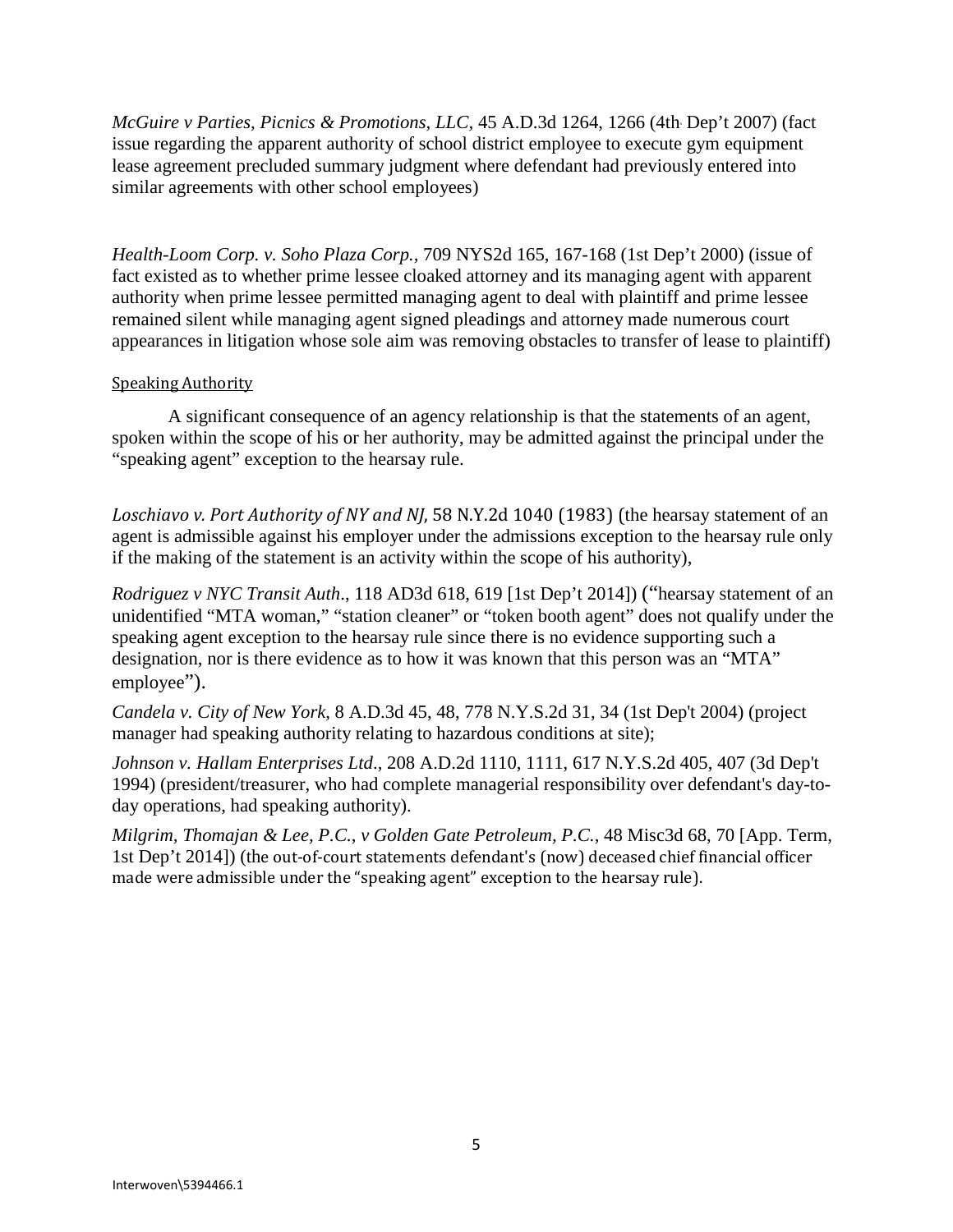*McGuire v Parties, Picnics & Promotions, LLC*, 45 A.D.3d 1264, 1266 (4th Dep't 2007) (fact issue regarding the apparent authority of school district employee to execute gym equipment lease agreement precluded summary judgment where defendant had previously entered into similar agreements with other school employees)

*Health-Loom Corp. v. Soho Plaza Corp.*, 709 NYS2d 165, 167-168 (1st Dep't 2000) (issue of fact existed as to whether prime lessee cloaked attorney and its managing agent with apparent authority when prime lessee permitted managing agent to deal with plaintiff and prime lessee remained silent while managing agent signed pleadings and attorney made numerous court appearances in litigation whose sole aim was removing obstacles to transfer of lease to plaintiff)

Speaking Authority

A significant consequence of an agency relationship is that the statements of an agent, spoken within the scope of his or her authority, may be admitted against the principal under the "speaking agent" exception to the hearsay rule.

*Loschiavo v. Port Authority of NY and NJ,* 58 N.Y.2d 1040 (1983) (the hearsay statement of an agent is admissible against his employer under the admissions exception to the hearsay rule only if the making of the statement is an activity within the scope of his authority),

*Rodriguez v NYC Transit Auth*., 118 AD3d 618, 619 [1st Dep't 2014]) ("hearsay statement of an unidentified "MTA woman," "station cleaner" or "token booth agent" does not qualify under the speaking agent exception to the hearsay rule since there is no evidence supporting such a designation, nor is there evidence as to how it was known that this person was an "MTA" employee").

*Candela v. City of New York*, 8 A.D.3d 45, 48, 778 N.Y.S.2d 31, 34 (1st Dep't 2004) (project manager had speaking authority relating to hazardous conditions at site);

*Johnson v. Hallam Enterprises Ltd*., 208 A.D.2d 1110, 1111, 617 N.Y.S.2d 405, 407 (3d Dep't 1994) (president/treasurer, who had complete managerial responsibility over defendant's day-to-day operations, had speaking authority).

*Milgrim, Thomajan & Lee, P.C., v Golden Gate Petroleum, P.C.*, 48 Misc3d 68, 70 [App. Term, 1st Dep't 2014]) (the out-of-court statements defendant's (now) deceased chief financial officer made were admissible under the "speaking agent" exception to the hearsay rule).